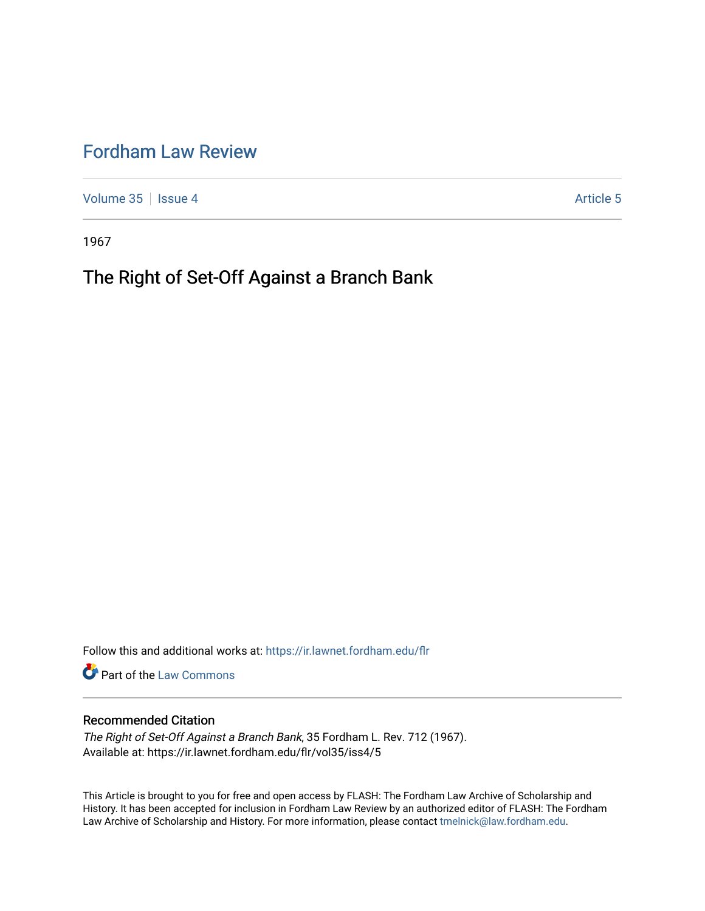# Fordham Law Review

Volume 35 | Issue 4 — Article 5

1967

## The Right of Set-Off Against a Branch Bank

Follow this and additional works at: https://ir.lawnet.fordham.edu/flr

Part of the Law Commons

### Recommended Citation

*The Right of Set-Off Against a Branch Bank*, 35 Fordham L. Rev. 712 (1967).
Available at: https://ir.lawnet.fordham.edu/flr/vol35/iss4/5

This Article is brought to you for free and open access by FLASH: The Fordham Law Archive of Scholarship and History. It has been accepted for inclusion in Fordham Law Review by an authorized editor of FLASH: The Fordham Law Archive of Scholarship and History. For more information, please contact tmelnick@law.fordham.edu.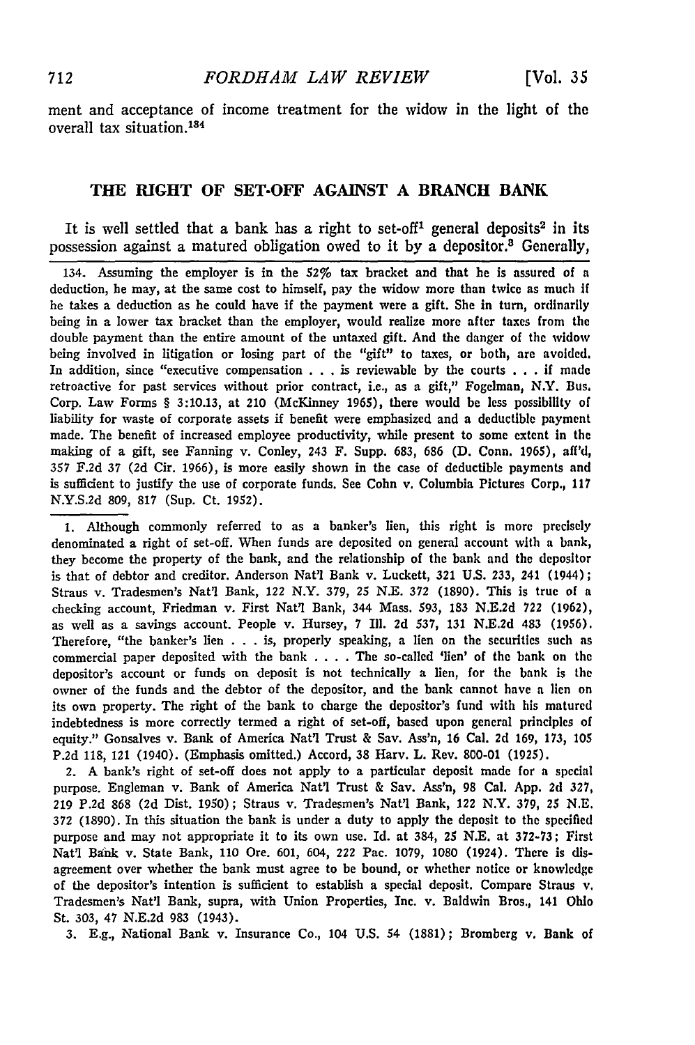ment and acceptance of income treatment for the widow in the light of the overall tax situation.[134]

## THE RIGHT OF SET-OFF AGAINST A BRANCH BANK

It is well settled that a bank has a right to set-off[1] general deposits[2] in its possession against a matured obligation owed to it by a depositor.[3] Generally,

134. Assuming the employer is in the 52% tax bracket and that he is assured of a deduction, he may, at the same cost to himself, pay the widow more than twice as much if he takes a deduction as he could have if the payment were a gift. She in turn, ordinarily being in a lower tax bracket than the employer, would realize more after taxes from the double payment than the entire amount of the untaxed gift. And the danger of the widow being involved in litigation or losing part of the "gift" to taxes, or both, are avoided. In addition, since "executive compensation . . . is reviewable by the courts . . . if made retroactive for past services without prior contract, i.e., as a gift," Fogelman, N.Y. Bus. Corp. Law Forms § 3:10.13, at 210 (McKinney 1965), there would be less possibility of liability for waste of corporate assets if benefit were emphasized and a deductible payment made. The benefit of increased employee productivity, while present to some extent in the making of a gift, see Fanning v. Conley, 243 F. Supp. 683, 686 (D. Conn. 1965), aff'd, 357 F.2d 37 (2d Cir. 1966), is more easily shown in the case of deductible payments and is sufficient to justify the use of corporate funds. See Cohn v. Columbia Pictures Corp., 117 N.Y.S.2d 809, 817 (Sup. Ct. 1952).

1. Although commonly referred to as a banker's lien, this right is more precisely denominated a right of set-off. When funds are deposited on general account with a bank, they become the property of the bank, and the relationship of the bank and the depositor is that of debtor and creditor. Anderson Nat'l Bank v. Luckett, 321 U.S. 233, 241 (1944); Straus v. Tradesmen's Nat'l Bank, 122 N.Y. 379, 25 N.E. 372 (1890). This is true of a checking account, Friedman v. First Nat'l Bank, 344 Mass. 593, 183 N.E.2d 722 (1962), as well as a savings account. People v. Hursey, 7 Ill. 2d 537, 131 N.E.2d 483 (1956). Therefore, "the banker's lien . . . is, properly speaking, a lien on the securities such as commercial paper deposited with the bank . . . . The so-called 'lien' of the bank on the depositor's account or funds on deposit is not technically a lien, for the bank is the owner of the funds and the debtor of the depositor, and the bank cannot have a lien on its own property. The right of the bank to charge the depositor's fund with his matured indebtedness is more correctly termed a right of set-off, based upon general principles of equity." Gonsalves v. Bank of America Nat'l Trust & Sav. Ass'n, 16 Cal. 2d 169, 173, 105 P.2d 118, 121 (1940). (Emphasis omitted.) Accord, 38 Harv. L. Rev. 800-01 (1925).

2. A bank's right of set-off does not apply to a particular deposit made for a special purpose. Engleman v. Bank of America Nat'l Trust & Sav. Ass'n, 98 Cal. App. 2d 327, 219 P.2d 868 (2d Dist. 1950); Straus v. Tradesmen's Nat'l Bank, 122 N.Y. 379, 25 N.E. 372 (1890). In this situation the bank is under a duty to apply the deposit to the specified purpose and may not appropriate it to its own use. Id. at 384, 25 N.E. at 372-73; First Nat'l Bank v. State Bank, 110 Ore. 601, 604, 222 Pac. 1079, 1080 (1924). There is disagreement over whether the bank must agree to be bound, or whether notice or knowledge of the depositor's intention is sufficient to establish a special deposit. Compare Straus v. Tradesmen's Nat'l Bank, supra, with Union Properties, Inc. v. Baldwin Bros., 141 Ohio St. 303, 47 N.E.2d 983 (1943).

3. E.g., National Bank v. Insurance Co., 104 U.S. 54 (1881); Bromberg v. Bank of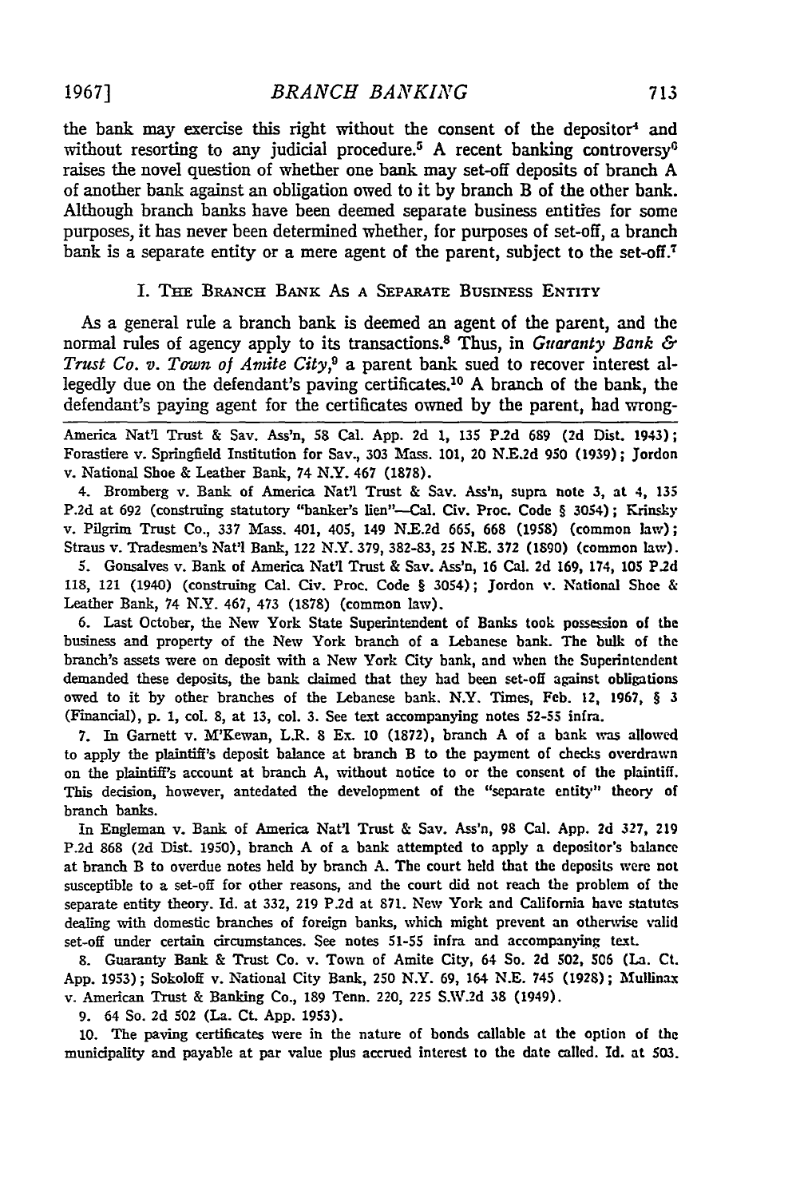the bank may exercise this right without the consent of the depositor[4] and without resorting to any judicial procedure.[5] A recent banking controversy[6] raises the novel question of whether one bank may set-off deposits of branch A of another bank against an obligation owed to it by branch B of the other bank. Although branch banks have been deemed separate business entities for some purposes, it has never been determined whether, for purposes of set-off, a branch bank is a separate entity or a mere agent of the parent, subject to the set-off.[7]

## I. The Branch Bank As a Separate Business Entity

As a general rule a branch bank is deemed an agent of the parent, and the normal rules of agency apply to its transactions.[8] Thus, in *Guaranty Bank & Trust Co. v. Town of Amite City*,[9] a parent bank sued to recover interest allegedly due on the defendant's paving certificates.[10] A branch of the bank, the defendant's paying agent for the certificates owned by the parent, had wrong-

---

America Nat'l Trust & Sav. Ass'n, 58 Cal. App. 2d 1, 135 P.2d 689 (2d Dist. 1943); Forastiere v. Springfield Institution for Sav., 303 Mass. 101, 20 N.E.2d 950 (1939); Jordon v. National Shoe & Leather Bank, 74 N.Y. 467 (1878).

4. Bromberg v. Bank of America Nat'l Trust & Sav. Ass'n, supra note 3, at 4, 135 P.2d at 692 (construing statutory "banker's lien"—Cal. Civ. Proc. Code § 3054); Krinsky v. Pilgrim Trust Co., 337 Mass. 401, 405, 149 N.E.2d 665, 668 (1958) (common law); Straus v. Tradesmen's Nat'l Bank, 122 N.Y. 379, 382-83, 25 N.E. 372 (1890) (common law).

5. Gonsalves v. Bank of America Nat'l Trust & Sav. Ass'n, 16 Cal. 2d 169, 174, 105 P.2d 118, 121 (1940) (construing Cal. Civ. Proc. Code § 3054); Jordon v. National Shoe & Leather Bank, 74 N.Y. 467, 473 (1878) (common law).

6. Last October, the New York State Superintendent of Banks took possession of the business and property of the New York branch of a Lebanese bank. The bulk of the branch's assets were on deposit with a New York City bank, and when the Superintendent demanded these deposits, the bank claimed that they had been set-off against obligations owed to it by other branches of the Lebanese bank. N.Y. Times, Feb. 12, 1967, § 3 (Financial), p. 1, col. 8, at 13, col. 3. See text accompanying notes 52-55 infra.

7. In Garnett v. M'Kewan, L.R. 8 Ex. 10 (1872), branch A of a bank was allowed to apply the plaintiff's deposit balance at branch B to the payment of checks overdrawn on the plaintiff's account at branch A, without notice to or the consent of the plaintiff. This decision, however, antedated the development of the "separate entity" theory of branch banks.

In Engleman v. Bank of America Nat'l Trust & Sav. Ass'n, 98 Cal. App. 2d 327, 219 P.2d 868 (2d Dist. 1950), branch A of a bank attempted to apply a depositor's balance at branch B to overdue notes held by branch A. The court held that the deposits were not susceptible to a set-off for other reasons, and the court did not reach the problem of the separate entity theory. Id. at 332, 219 P.2d at 871. New York and California have statutes dealing with domestic branches of foreign banks, which might prevent an otherwise valid set-off under certain circumstances. See notes 51-55 infra and accompanying text.

8. Guaranty Bank & Trust Co. v. Town of Amite City, 64 So. 2d 502, 506 (La. Ct. App. 1953); Sokoloff v. National City Bank, 250 N.Y. 69, 164 N.E. 745 (1928); Mullinax v. American Trust & Banking Co., 189 Tenn. 220, 225 S.W.2d 38 (1949).

9. 64 So. 2d 502 (La. Ct. App. 1953).

10. The paving certificates were in the nature of bonds callable at the option of the municipality and payable at par value plus accrued interest to the date called. Id. at 503.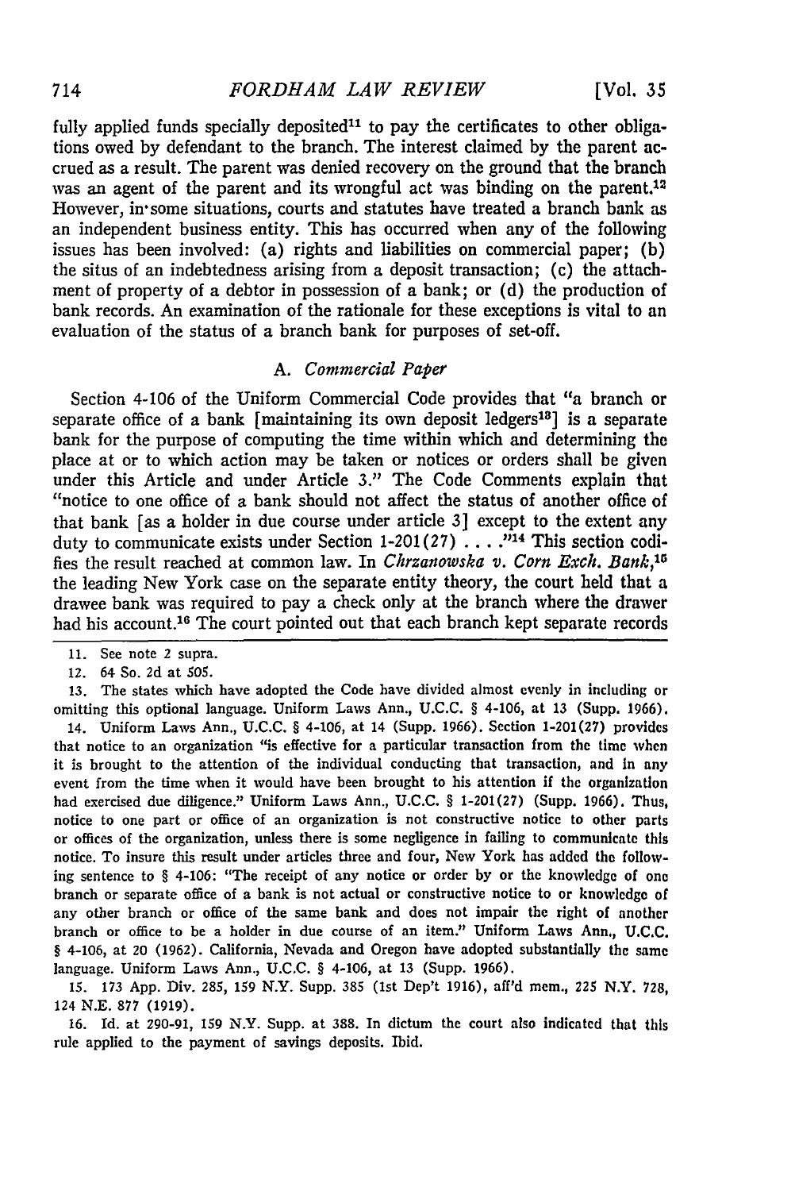fully applied funds specially deposited[11] to pay the certificates to other obligations owed by defendant to the branch. The interest claimed by the parent accrued as a result. The parent was denied recovery on the ground that the branch was an agent of the parent and its wrongful act was binding on the parent.[12] However, in some situations, courts and statutes have treated a branch bank as an independent business entity. This has occurred when any of the following issues has been involved: (a) rights and liabilities on commercial paper; (b) the situs of an indebtedness arising from a deposit transaction; (c) the attachment of property of a debtor in possession of a bank; or (d) the production of bank records. An examination of the rationale for these exceptions is vital to an evaluation of the status of a branch bank for purposes of set-off.

### A. *Commercial Paper*

Section 4-106 of the Uniform Commercial Code provides that "a branch or separate office of a bank [maintaining its own deposit ledgers[13]] is a separate bank for the purpose of computing the time within which and determining the place at or to which action may be taken or notices or orders shall be given under this Article and under Article 3." The Code Comments explain that "notice to one office of a bank should not affect the status of another office of that bank [as a holder in due course under article 3] except to the extent any duty to communicate exists under Section 1-201(27) . . . ."[14] This section codifies the result reached at common law. In *Chrzanowska v. Corn Exch. Bank*,[15] the leading New York case on the separate entity theory, the court held that a drawee bank was required to pay a check only at the branch where the drawer had his account.[16] The court pointed out that each branch kept separate records

---

11. See note 2 supra.

12. 64 So. 2d at 505.

13. The states which have adopted the Code have divided almost evenly in including or omitting this optional language. Uniform Laws Ann., U.C.C. § 4-106, at 13 (Supp. 1966).

14. Uniform Laws Ann., U.C.C. § 4-106, at 14 (Supp. 1966). Section 1-201(27) provides that notice to an organization "is effective for a particular transaction from the time when it is brought to the attention of the individual conducting that transaction, and in any event from the time when it would have been brought to his attention if the organization had exercised due diligence." Uniform Laws Ann., U.C.C. § 1-201(27) (Supp. 1966). Thus, notice to one part or office of an organization is not constructive notice to other parts or offices of the organization, unless there is some negligence in failing to communicate this notice. To insure this result under articles three and four, New York has added the following sentence to § 4-106: "The receipt of any notice or order by or the knowledge of one branch or separate office of a bank is not actual or constructive notice to or knowledge of any other branch or office of the same bank and does not impair the right of another branch or office to be a holder in due course of an item." Uniform Laws Ann., U.C.C. § 4-106, at 20 (1962). California, Nevada and Oregon have adopted substantially the same language. Uniform Laws Ann., U.C.C. § 4-106, at 13 (Supp. 1966).

15. 173 App. Div. 285, 159 N.Y. Supp. 385 (1st Dep't 1916), aff'd mem., 225 N.Y. 728, 124 N.E. 877 (1919).

16. Id. at 290-91, 159 N.Y. Supp. at 388. In dictum the court also indicated that this rule applied to the payment of savings deposits. Ibid.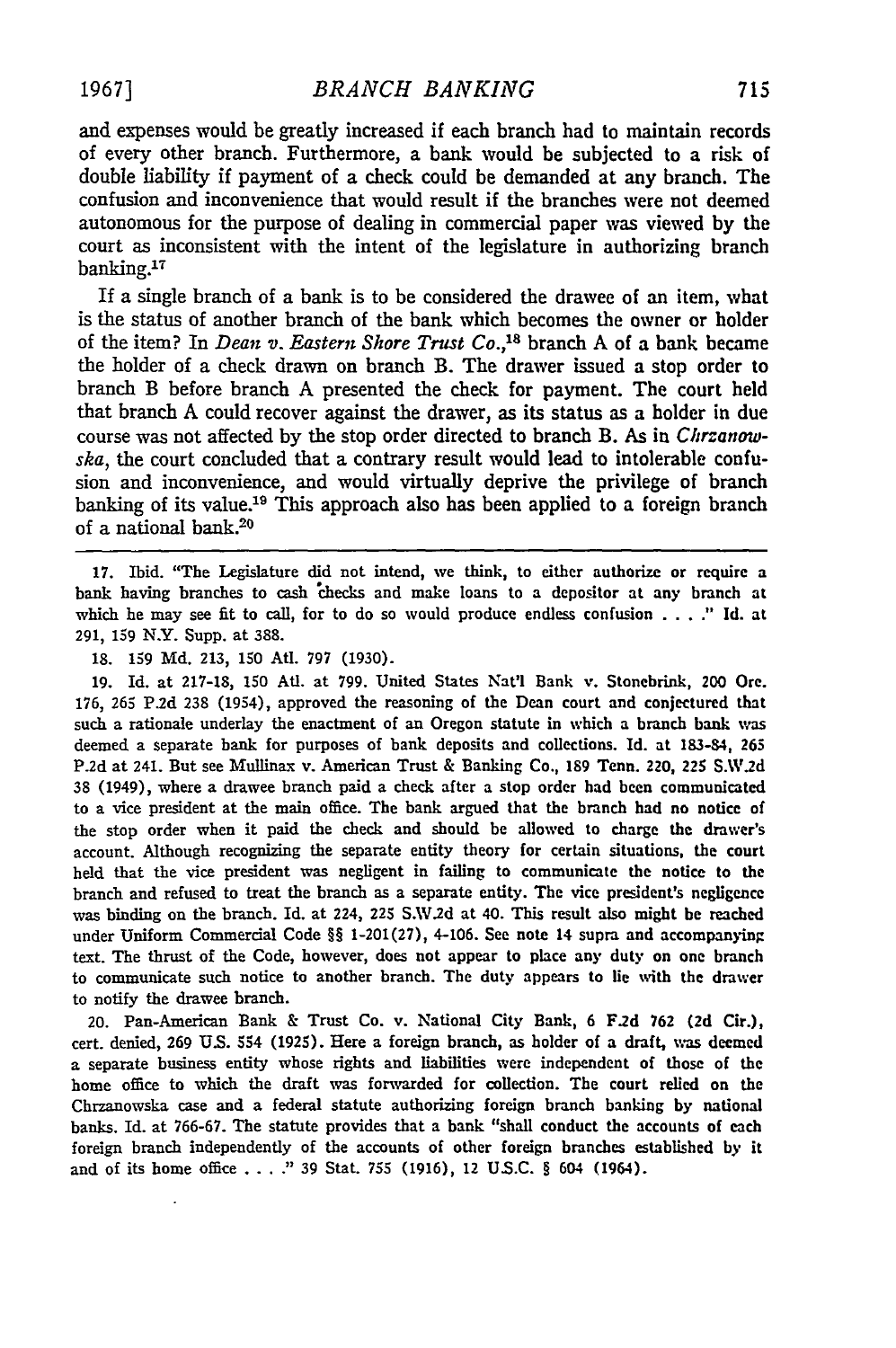and expenses would be greatly increased if each branch had to maintain records of every other branch. Furthermore, a bank would be subjected to a risk of double liability if payment of a check could be demanded at any branch. The confusion and inconvenience that would result if the branches were not deemed autonomous for the purpose of dealing in commercial paper was viewed by the court as inconsistent with the intent of the legislature in authorizing branch banking.[17]

If a single branch of a bank is to be considered the drawee of an item, what is the status of another branch of the bank which becomes the owner or holder of the item? In *Dean v. Eastern Shore Trust Co.*,[18] branch A of a bank became the holder of a check drawn on branch B. The drawer issued a stop order to branch B before branch A presented the check for payment. The court held that branch A could recover against the drawer, as its status as a holder in due course was not affected by the stop order directed to branch B. As in *Chrzanowska*, the court concluded that a contrary result would lead to intolerable confusion and inconvenience, and would virtually deprive the privilege of branch banking of its value.[19] This approach also has been applied to a foreign branch of a national bank.[20]

---

17. Ibid. "The Legislature did not intend, we think, to either authorize or require a bank having branches to cash checks and make loans to a depositor at any branch at which he may see fit to call, for to do so would produce endless confusion . . . ." Id. at 291, 159 N.Y. Supp. at 388.

18. 159 Md. 213, 150 Atl. 797 (1930).

19. Id. at 217-18, 150 Atl. at 799. United States Nat'l Bank v. Stonebrink, 200 Ore. 176, 265 P.2d 238 (1954), approved the reasoning of the Dean court and conjectured that such a rationale underlay the enactment of an Oregon statute in which a branch bank was deemed a separate bank for purposes of bank deposits and collections. Id. at 183-84, 265 P.2d at 241. But see Mullinax v. American Trust & Banking Co., 189 Tenn. 220, 225 S.W.2d 38 (1949), where a drawee branch paid a check after a stop order had been communicated to a vice president at the main office. The bank argued that the branch had no notice of the stop order when it paid the check and should be allowed to charge the drawer's account. Although recognizing the separate entity theory for certain situations, the court held that the vice president was negligent in failing to communicate the notice to the branch and refused to treat the branch as a separate entity. The vice president's negligence was binding on the branch. Id. at 224, 225 S.W.2d at 40. This result also might be reached under Uniform Commercial Code §§ 1-201(27), 4-106. See note 14 supra and accompanying text. The thrust of the Code, however, does not appear to place any duty on one branch to communicate such notice to another branch. The duty appears to lie with the drawer to notify the drawee branch.

20. Pan-American Bank & Trust Co. v. National City Bank, 6 F.2d 762 (2d Cir.), cert. denied, 269 U.S. 554 (1925). Here a foreign branch, as holder of a draft, was deemed a separate business entity whose rights and liabilities were independent of those of the home office to which the draft was forwarded for collection. The court relied on the Chrzanowska case and a federal statute authorizing foreign branch banking by national banks. Id. at 766-67. The statute provides that a bank "shall conduct the accounts of each foreign branch independently of the accounts of other foreign branches established by it and of its home office . . . ." 39 Stat. 755 (1916), 12 U.S.C. § 604 (1964).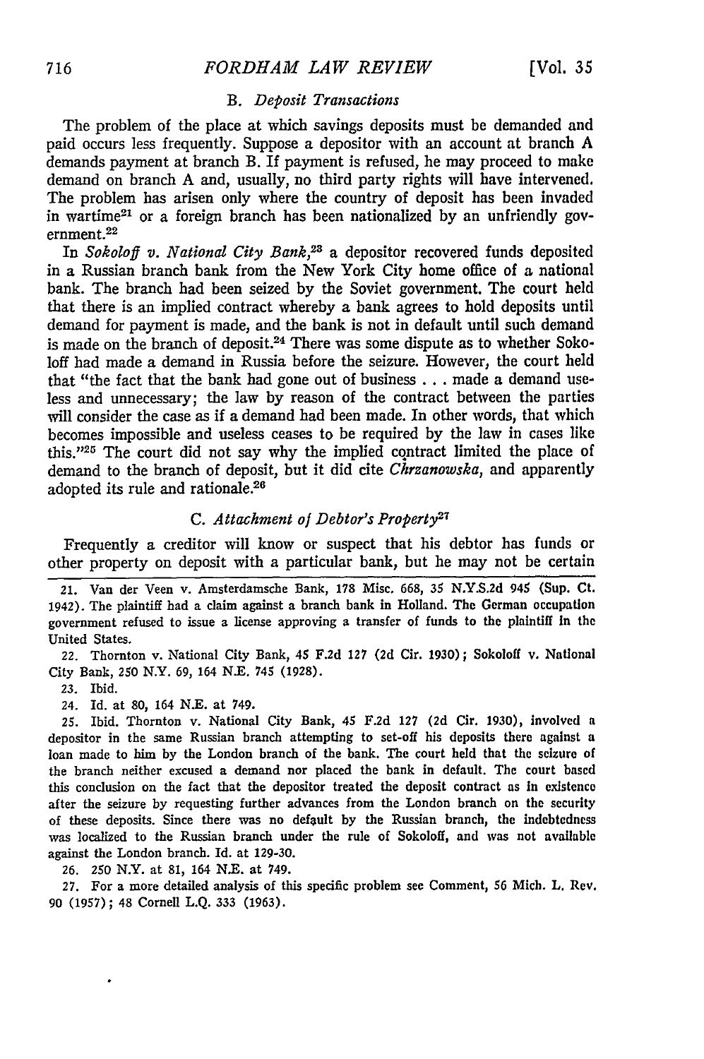### B. *Deposit Transactions*

The problem of the place at which savings deposits must be demanded and paid occurs less frequently. Suppose a depositor with an account at branch A demands payment at branch B. If payment is refused, he may proceed to make demand on branch A and, usually, no third party rights will have intervened. The problem has arisen only where the country of deposit has been invaded in wartime[21] or a foreign branch has been nationalized by an unfriendly government.[22]

In *Sokoloff v. National City Bank*,[23] a depositor recovered funds deposited in a Russian branch bank from the New York City home office of a national bank. The branch had been seized by the Soviet government. The court held that there is an implied contract whereby a bank agrees to hold deposits until demand for payment is made, and the bank is not in default until such demand is made on the branch of deposit.[24] There was some dispute as to whether Sokoloff had made a demand in Russia before the seizure. However, the court held that "the fact that the bank had gone out of business . . . made a demand useless and unnecessary; the law by reason of the contract between the parties will consider the case as if a demand had been made. In other words, that which becomes impossible and useless ceases to be required by the law in cases like this."[25] The court did not say why the implied contract limited the place of demand to the branch of deposit, but it did cite *Chrzanowska*, and apparently adopted its rule and rationale.[26]

### C. *Attachment of Debtor's Property*[27]

Frequently a creditor will know or suspect that his debtor has funds or other property on deposit with a particular bank, but he may not be certain

---

21. Van der Veen v. Amsterdamsche Bank, 178 Misc. 668, 35 N.Y.S.2d 945 (Sup. Ct. 1942). The plaintiff had a claim against a branch bank in Holland. The German occupation government refused to issue a license approving a transfer of funds to the plaintiff in the United States.

22. Thornton v. National City Bank, 45 F.2d 127 (2d Cir. 1930); Sokoloff v. National City Bank, 250 N.Y. 69, 164 N.E. 745 (1928).

23. Ibid.

24. Id. at 80, 164 N.E. at 749.

25. Ibid. Thornton v. National City Bank, 45 F.2d 127 (2d Cir. 1930), involved a depositor in the same Russian branch attempting to set-off his deposits there against a loan made to him by the London branch of the bank. The court held that the seizure of the branch neither excused a demand nor placed the bank in default. The court based this conclusion on the fact that the depositor treated the deposit contract as in existence after the seizure by requesting further advances from the London branch on the security of these deposits. Since there was no default by the Russian branch, the indebtedness was localized to the Russian branch under the rule of Sokoloff, and was not available against the London branch. Id. at 129-30.

26. 250 N.Y. at 81, 164 N.E. at 749.

27. For a more detailed analysis of this specific problem see Comment, 56 Mich. L. Rev. 90 (1957); 48 Cornell L.Q. 333 (1963).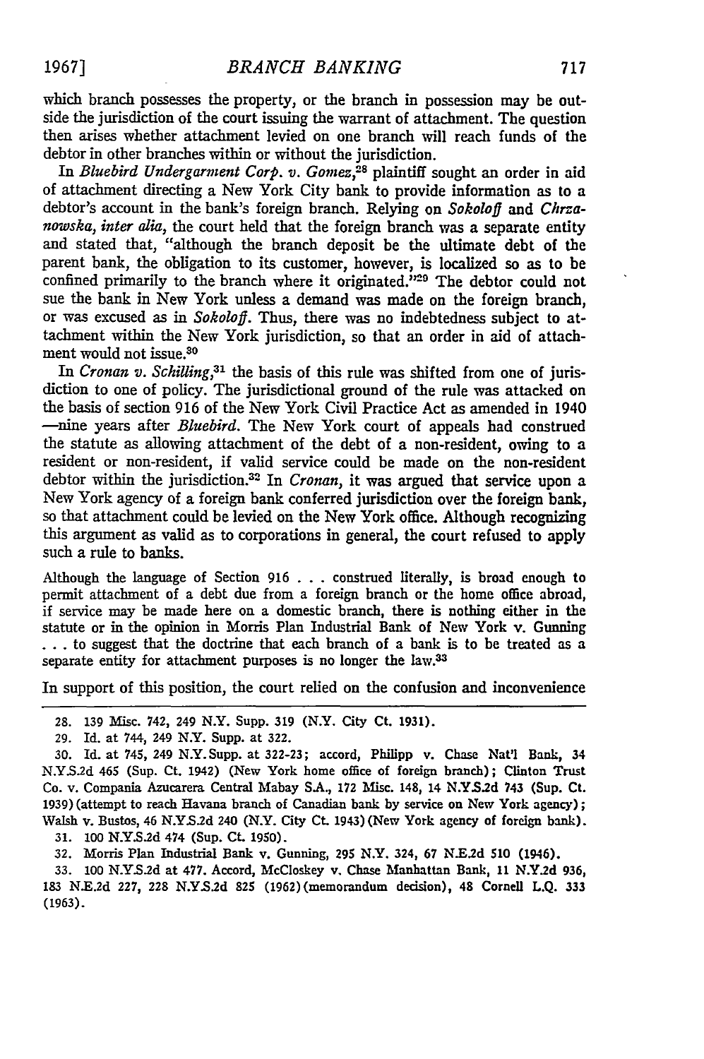which branch possesses the property, or the branch in possession may be outside the jurisdiction of the court issuing the warrant of attachment. The question then arises whether attachment levied on one branch will reach funds of the debtor in other branches within or without the jurisdiction.

In *Bluebird Undergarment Corp. v. Gomez*,[28] plaintiff sought an order in aid of attachment directing a New York City bank to provide information as to a debtor's account in the bank's foreign branch. Relying on *Sokoloff* and *Chrzanowska*, *inter alia*, the court held that the foreign branch was a separate entity and stated that, "although the branch deposit be the ultimate debt of the parent bank, the obligation to its customer, however, is localized so as to be confined primarily to the branch where it originated."[29] The debtor could not sue the bank in New York unless a demand was made on the foreign branch, or was excused as in *Sokoloff*. Thus, there was no indebtedness subject to attachment within the New York jurisdiction, so that an order in aid of attachment would not issue.[30]

In *Cronan v. Schilling*,[31] the basis of this rule was shifted from one of jurisdiction to one of policy. The jurisdictional ground of the rule was attacked on the basis of section 916 of the New York Civil Practice Act as amended in 1940—nine years after *Bluebird*. The New York court of appeals had construed the statute as allowing attachment of the debt of a non-resident, owing to a resident or non-resident, if valid service could be made on the non-resident debtor within the jurisdiction.[32] In *Cronan*, it was argued that service upon a New York agency of a foreign bank conferred jurisdiction over the foreign bank, so that attachment could be levied on the New York office. Although recognizing this argument as valid as to corporations in general, the court refused to apply such a rule to banks.

> Although the language of Section 916 . . . construed literally, is broad enough to permit attachment of a debt due from a foreign branch or the home office abroad, if service may be made here on a domestic branch, there is nothing either in the statute or in the opinion in Morris Plan Industrial Bank of New York v. Gunning . . . to suggest that the doctrine that each branch of a bank is to be treated as a separate entity for attachment purposes is no longer the law.[33]

In support of this position, the court relied on the confusion and inconvenience

---

28. 139 Misc. 742, 249 N.Y. Supp. 319 (N.Y. City Ct. 1931).

29. Id. at 744, 249 N.Y. Supp. at 322.

30. Id. at 745, 249 N.Y. Supp. at 322-23; accord, Philipp v. Chase Nat'l Bank, 34 N.Y.S.2d 465 (Sup. Ct. 1942) (New York home office of foreign branch); Clinton Trust Co. v. Compania Azucarera Central Mabay S.A., 172 Misc. 148, 14 N.Y.S.2d 743 (Sup. Ct. 1939) (attempt to reach Havana branch of Canadian bank by service on New York agency); Walsh v. Bustos, 46 N.Y.S.2d 240 (N.Y. City Ct. 1943) (New York agency of foreign bank).

31. 100 N.Y.S.2d 474 (Sup. Ct. 1950).

32. Morris Plan Industrial Bank v. Gunning, 295 N.Y. 324, 67 N.E.2d 510 (1946).

33. 100 N.Y.S.2d at 477. Accord, McCloskey v. Chase Manhattan Bank, 11 N.Y.2d 936, 183 N.E.2d 227, 228 N.Y.S.2d 825 (1962) (memorandum decision), 48 Cornell L.Q. 333 (1963).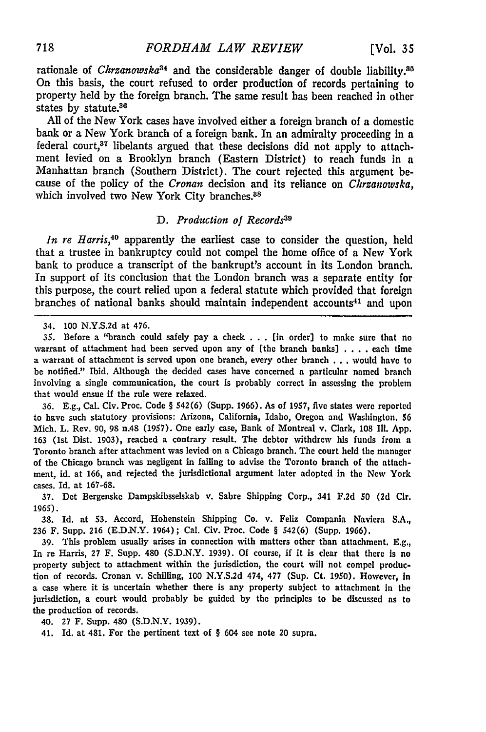rationale of *Chrzanowska*[34] and the considerable danger of double liability.[35] On this basis, the court refused to order production of records pertaining to property held by the foreign branch. The same result has been reached in other states by statute.[36]

All of the New York cases have involved either a foreign branch of a domestic bank or a New York branch of a foreign bank. In an admiralty proceeding in a federal court,[37] libelants argued that these decisions did not apply to attachment levied on a Brooklyn branch (Eastern District) to reach funds in a Manhattan branch (Southern District). The court rejected this argument because of the policy of the *Cronan* decision and its reliance on *Chrzanowska*, which involved two New York City branches.[38]

### D. *Production of Records*[39]

*In re Harris*,[40] apparently the earliest case to consider the question, held that a trustee in bankruptcy could not compel the home office of a New York bank to produce a transcript of the bankrupt's account in its London branch. In support of its conclusion that the London branch was a separate entity for this purpose, the court relied upon a federal statute which provided that foreign branches of national banks should maintain independent accounts[41] and upon

---

34. 100 N.Y.S.2d at 476.

35. Before a "branch could safely pay a check . . . [in order] to make sure that no warrant of attachment had been served upon any of [the branch banks] . . . . each time a warrant of attachment is served upon one branch, every other branch . . . would have to be notified." Ibid. Although the decided cases have concerned a particular named branch involving a single communication, the court is probably correct in assessing the problem that would ensue if the rule were relaxed.

36. E.g., Cal. Civ. Proc. Code § 542(6) (Supp. 1966). As of 1957, five states were reported to have such statutory provisions: Arizona, California, Idaho, Oregon and Washington. 56 Mich. L. Rev. 90, 98 n.48 (1957). One early case, Bank of Montreal v. Clark, 108 Ill. App. 163 (1st Dist. 1903), reached a contrary result. The debtor withdrew his funds from a Toronto branch after attachment was levied on a Chicago branch. The court held the manager of the Chicago branch was negligent in failing to advise the Toronto branch of the attachment, id. at 166, and rejected the jurisdictional argument later adopted in the New York cases. Id. at 167-68.

37. Det Bergenske Dampskibsselskab v. Sabre Shipping Corp., 341 F.2d 50 (2d Cir. 1965).

38. Id. at 53. Accord, Hohenstein Shipping Co. v. Feliz Compania Naviera S.A., 236 F. Supp. 216 (E.D.N.Y. 1964); Cal. Civ. Proc. Code § 542(6) (Supp. 1966).

39. This problem usually arises in connection with matters other than attachment. E.g., In re Harris, 27 F. Supp. 480 (S.D.N.Y. 1939). Of course, if it is clear that there is no property subject to attachment within the jurisdiction, the court will not compel production of records. Cronan v. Schilling, 100 N.Y.S.2d 474, 477 (Sup. Ct. 1950). However, in a case where it is uncertain whether there is any property subject to attachment in the jurisdiction, a court would probably be guided by the principles to be discussed as to the production of records.

40. 27 F. Supp. 480 (S.D.N.Y. 1939).

41. Id. at 481. For the pertinent text of § 604 see note 20 supra.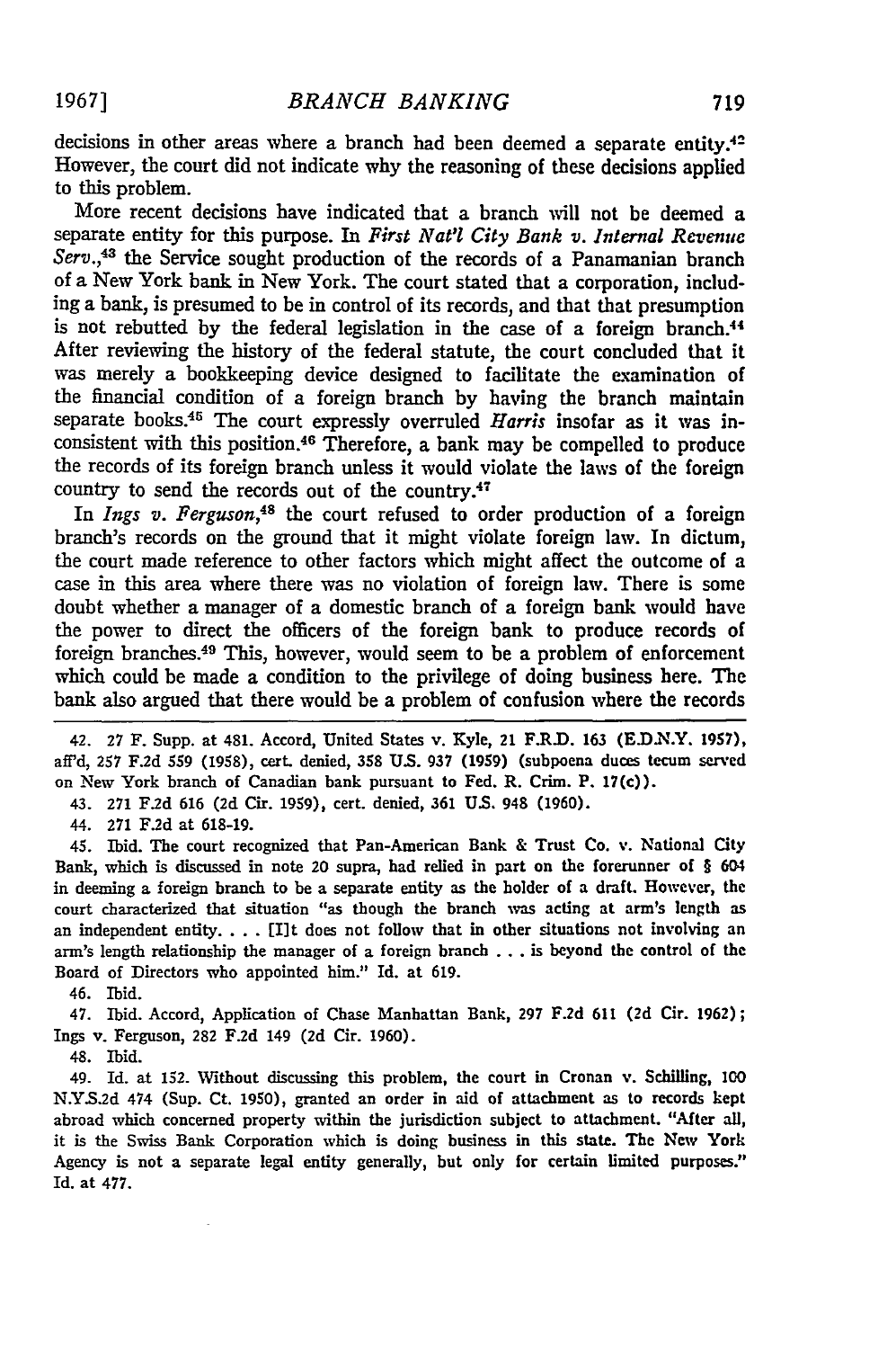decisions in other areas where a branch had been deemed a separate entity.[42] However, the court did not indicate why the reasoning of these decisions applied to this problem.

More recent decisions have indicated that a branch will not be deemed a separate entity for this purpose. In *First Nat'l City Bank v. Internal Revenue Serv.*,[43] the Service sought production of the records of a Panamanian branch of a New York bank in New York. The court stated that a corporation, including a bank, is presumed to be in control of its records, and that that presumption is not rebutted by the federal legislation in the case of a foreign branch.[44] After reviewing the history of the federal statute, the court concluded that it was merely a bookkeeping device designed to facilitate the examination of the financial condition of a foreign branch by having the branch maintain separate books.[45] The court expressly overruled *Harris* insofar as it was inconsistent with this position.[46] Therefore, a bank may be compelled to produce the records of its foreign branch unless it would violate the laws of the foreign country to send the records out of the country.[47]

In *Ings v. Ferguson*,[48] the court refused to order production of a foreign branch's records on the ground that it might violate foreign law. In dictum, the court made reference to other factors which might affect the outcome of a case in this area where there was no violation of foreign law. There is some doubt whether a manager of a domestic branch of a foreign bank would have the power to direct the officers of the foreign bank to produce records of foreign branches.[49] This, however, would seem to be a problem of enforcement which could be made a condition to the privilege of doing business here. The bank also argued that there would be a problem of confusion where the records

---

42. 27 F. Supp. at 481. Accord, United States v. Kyle, 21 F.R.D. 163 (E.D.N.Y. 1957), aff'd, 257 F.2d 559 (1958), cert. denied, 358 U.S. 937 (1959) (subpoena duces tecum served on New York branch of Canadian bank pursuant to Fed. R. Crim. P. 17(c)).

43. 271 F.2d 616 (2d Cir. 1959), cert. denied, 361 U.S. 948 (1960).

44. 271 F.2d at 618-19.

45. Ibid. The court recognized that Pan-American Bank & Trust Co. v. National City Bank, which is discussed in note 20 supra, had relied in part on the forerunner of § 604 in deeming a foreign branch to be a separate entity as the holder of a draft. However, the court characterized that situation "as though the branch was acting at arm's length as an independent entity. . . . [I]t does not follow that in other situations not involving an arm's length relationship the manager of a foreign branch . . . is beyond the control of the Board of Directors who appointed him." Id. at 619.

46. Ibid.

47. Ibid. Accord, Application of Chase Manhattan Bank, 297 F.2d 611 (2d Cir. 1962); Ings v. Ferguson, 282 F.2d 149 (2d Cir. 1960).

48. Ibid.

49. Id. at 152. Without discussing this problem, the court in Cronan v. Schilling, 100 N.Y.S.2d 474 (Sup. Ct. 1950), granted an order in aid of attachment as to records kept abroad which concerned property within the jurisdiction subject to attachment. "After all, it is the Swiss Bank Corporation which is doing business in this state. The New York Agency is not a separate legal entity generally, but only for certain limited purposes." Id. at 477.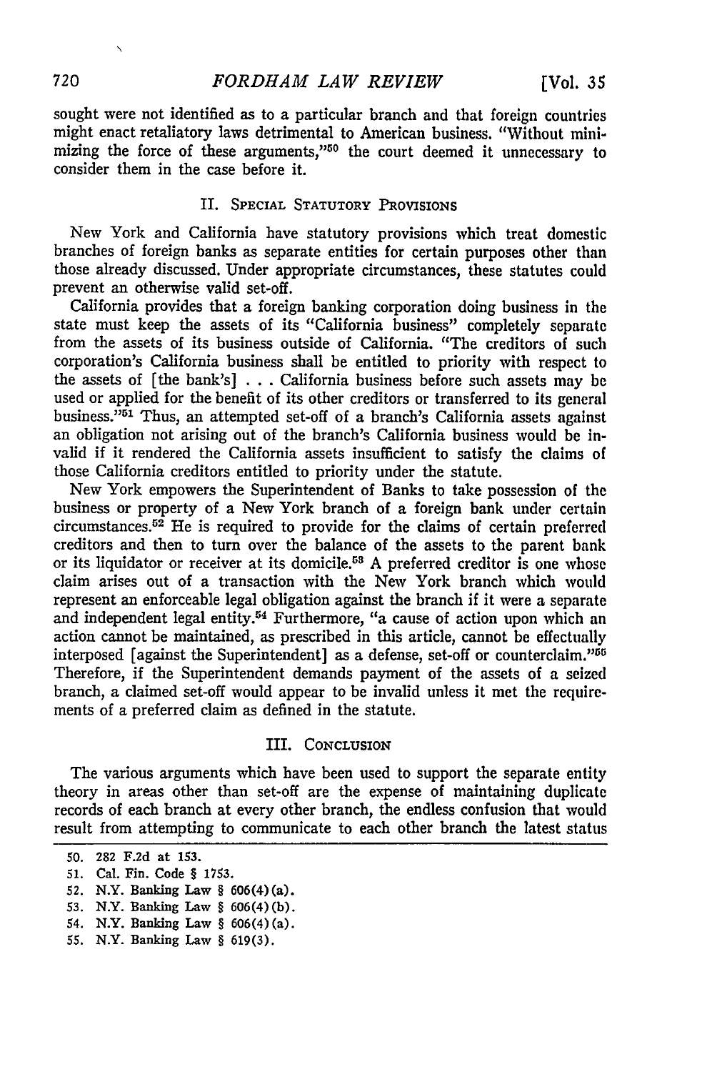sought were not identified as to a particular branch and that foreign countries might enact retaliatory laws detrimental to American business. "Without minimizing the force of these arguments,"[50] the court deemed it unnecessary to consider them in the case before it.

## II. Special Statutory Provisions

New York and California have statutory provisions which treat domestic branches of foreign banks as separate entities for certain purposes other than those already discussed. Under appropriate circumstances, these statutes could prevent an otherwise valid set-off.

California provides that a foreign banking corporation doing business in the state must keep the assets of its "California business" completely separate from the assets of its business outside of California. "The creditors of such corporation's California business shall be entitled to priority with respect to the assets of [the bank's] . . . California business before such assets may be used or applied for the benefit of its other creditors or transferred to its general business."[51] Thus, an attempted set-off of a branch's California assets against an obligation not arising out of the branch's California business would be invalid if it rendered the California assets insufficient to satisfy the claims of those California creditors entitled to priority under the statute.

New York empowers the Superintendent of Banks to take possession of the business or property of a New York branch of a foreign bank under certain circumstances.[52] He is required to provide for the claims of certain preferred creditors and then to turn over the balance of the assets to the parent bank or its liquidator or receiver at its domicile.[53] A preferred creditor is one whose claim arises out of a transaction with the New York branch which would represent an enforceable legal obligation against the branch if it were a separate and independent legal entity.[54] Furthermore, "a cause of action upon which an action cannot be maintained, as prescribed in this article, cannot be effectually interposed [against the Superintendent] as a defense, set-off or counterclaim."[55] Therefore, if the Superintendent demands payment of the assets of a seized branch, a claimed set-off would appear to be invalid unless it met the requirements of a preferred claim as defined in the statute.

## III. Conclusion

The various arguments which have been used to support the separate entity theory in areas other than set-off are the expense of maintaining duplicate records of each branch at every other branch, the endless confusion that would result from attempting to communicate to each other branch the latest status

---

50. 282 F.2d at 153.

51. Cal. Fin. Code § 1753.

52. N.Y. Banking Law § 606(4)(a).

53. N.Y. Banking Law § 606(4)(b).

54. N.Y. Banking Law § 606(4)(a).

55. N.Y. Banking Law § 619(3).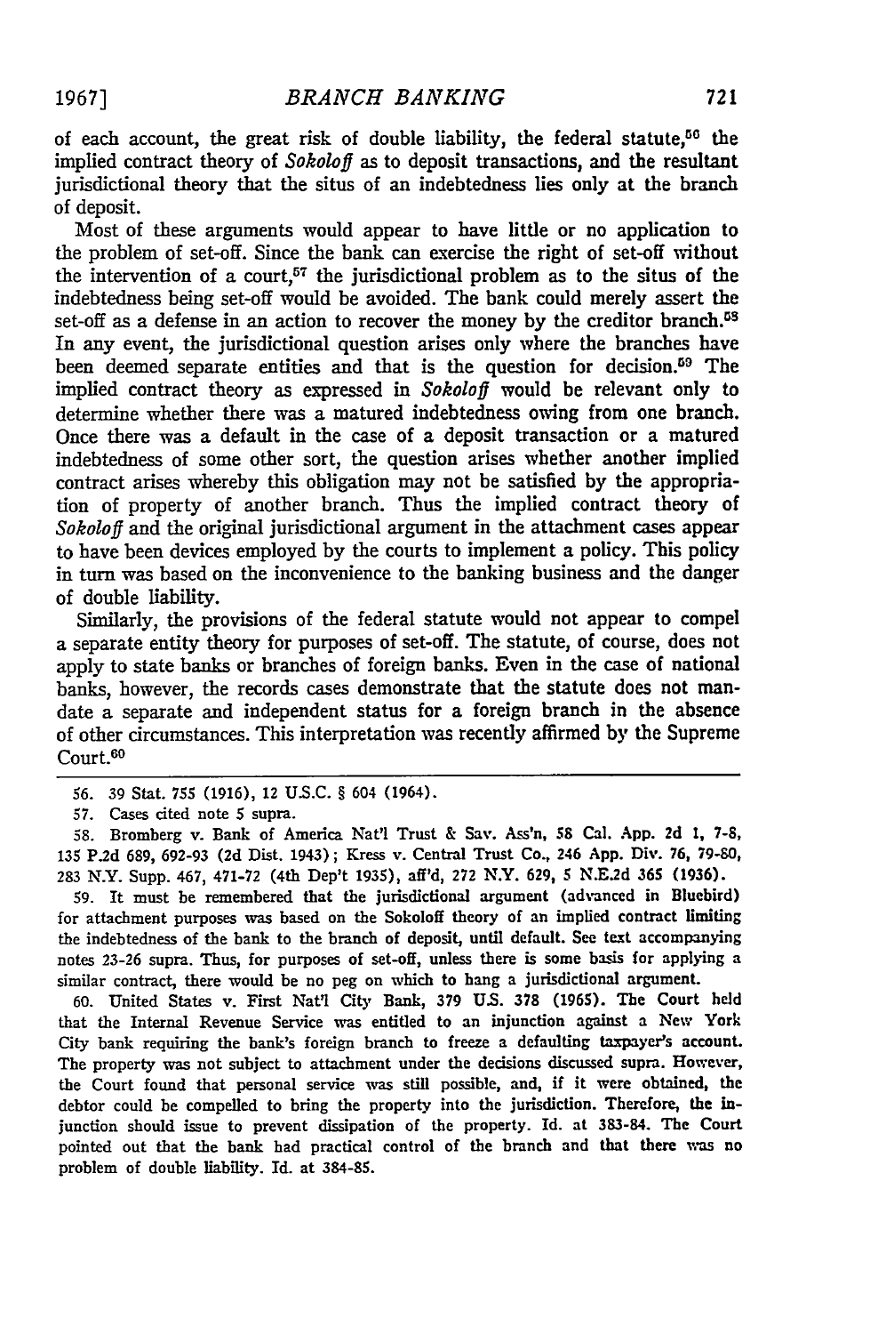of each account, the great risk of double liability, the federal statute,[56] the implied contract theory of *Sokoloff* as to deposit transactions, and the resultant jurisdictional theory that the situs of an indebtedness lies only at the branch of deposit.

Most of these arguments would appear to have little or no application to the problem of set-off. Since the bank can exercise the right of set-off without the intervention of a court,[57] the jurisdictional problem as to the situs of the indebtedness being set-off would be avoided. The bank could merely assert the set-off as a defense in an action to recover the money by the creditor branch.[58] In any event, the jurisdictional question arises only where the branches have been deemed separate entities and that is the question for decision.[59] The implied contract theory as expressed in *Sokoloff* would be relevant only to determine whether there was a matured indebtedness owing from one branch. Once there was a default in the case of a deposit transaction or a matured indebtedness of some other sort, the question arises whether another implied contract arises whereby this obligation may not be satisfied by the appropriation of property of another branch. Thus the implied contract theory of *Sokoloff* and the original jurisdictional argument in the attachment cases appear to have been devices employed by the courts to implement a policy. This policy in turn was based on the inconvenience to the banking business and the danger of double liability.

Similarly, the provisions of the federal statute would not appear to compel a separate entity theory for purposes of set-off. The statute, of course, does not apply to state banks or branches of foreign banks. Even in the case of national banks, however, the records cases demonstrate that the statute does not mandate a separate and independent status for a foreign branch in the absence of other circumstances. This interpretation was recently affirmed by the Supreme Court.[60]

---

56. 39 Stat. 755 (1916), 12 U.S.C. § 604 (1964).

57. Cases cited note 5 supra.

58. Bromberg v. Bank of America Nat'l Trust & Sav. Ass'n, 58 Cal. App. 2d 1, 7-8, 135 P.2d 689, 692-93 (2d Dist. 1943); Kress v. Central Trust Co., 246 App. Div. 76, 79-80, 283 N.Y. Supp. 467, 471-72 (4th Dep't 1935), aff'd, 272 N.Y. 629, 5 N.E.2d 365 (1936).

59. It must be remembered that the jurisdictional argument (advanced in Bluebird) for attachment purposes was based on the Sokoloff theory of an implied contract limiting the indebtedness of the bank to the branch of deposit, until default. See text accompanying notes 23-26 supra. Thus, for purposes of set-off, unless there is some basis for applying a similar contract, there would be no peg on which to hang a jurisdictional argument.

60. United States v. First Nat'l City Bank, 379 U.S. 378 (1965). The Court held that the Internal Revenue Service was entitled to an injunction against a New York City bank requiring the bank's foreign branch to freeze a defaulting taxpayer's account. The property was not subject to attachment under the decisions discussed supra. However, the Court found that personal service was still possible, and, if it were obtained, the debtor could be compelled to bring the property into the jurisdiction. Therefore, the injunction should issue to prevent dissipation of the property. Id. at 383-84. The Court pointed out that the bank had practical control of the branch and that there was no problem of double liability. Id. at 384-85.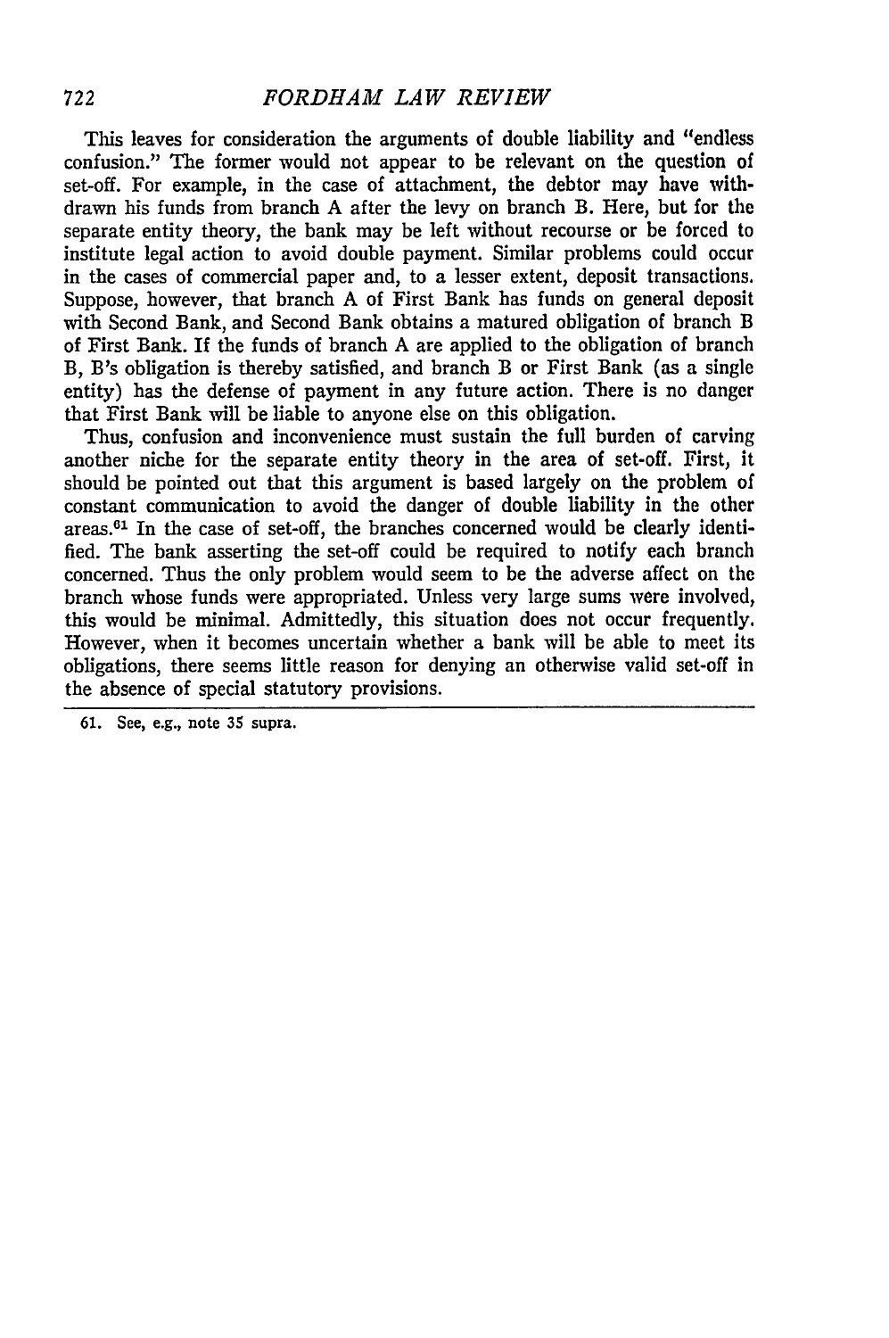This leaves for consideration the arguments of double liability and "endless confusion." The former would not appear to be relevant on the question of set-off. For example, in the case of attachment, the debtor may have withdrawn his funds from branch A after the levy on branch B. Here, but for the separate entity theory, the bank may be left without recourse or be forced to institute legal action to avoid double payment. Similar problems could occur in the cases of commercial paper and, to a lesser extent, deposit transactions. Suppose, however, that branch A of First Bank has funds on general deposit with Second Bank, and Second Bank obtains a matured obligation of branch B of First Bank. If the funds of branch A are applied to the obligation of branch B, B's obligation is thereby satisfied, and branch B or First Bank (as a single entity) has the defense of payment in any future action. There is no danger that First Bank will be liable to anyone else on this obligation.

Thus, confusion and inconvenience must sustain the full burden of carving another niche for the separate entity theory in the area of set-off. First, it should be pointed out that this argument is based largely on the problem of constant communication to avoid the danger of double liability in the other areas.[61] In the case of set-off, the branches concerned would be clearly identified. The bank asserting the set-off could be required to notify each branch concerned. Thus the only problem would seem to be the adverse affect on the branch whose funds were appropriated. Unless very large sums were involved, this would be minimal. Admittedly, this situation does not occur frequently. However, when it becomes uncertain whether a bank will be able to meet its obligations, there seems little reason for denying an otherwise valid set-off in the absence of special statutory provisions.

61. See, e.g., note 35 supra.